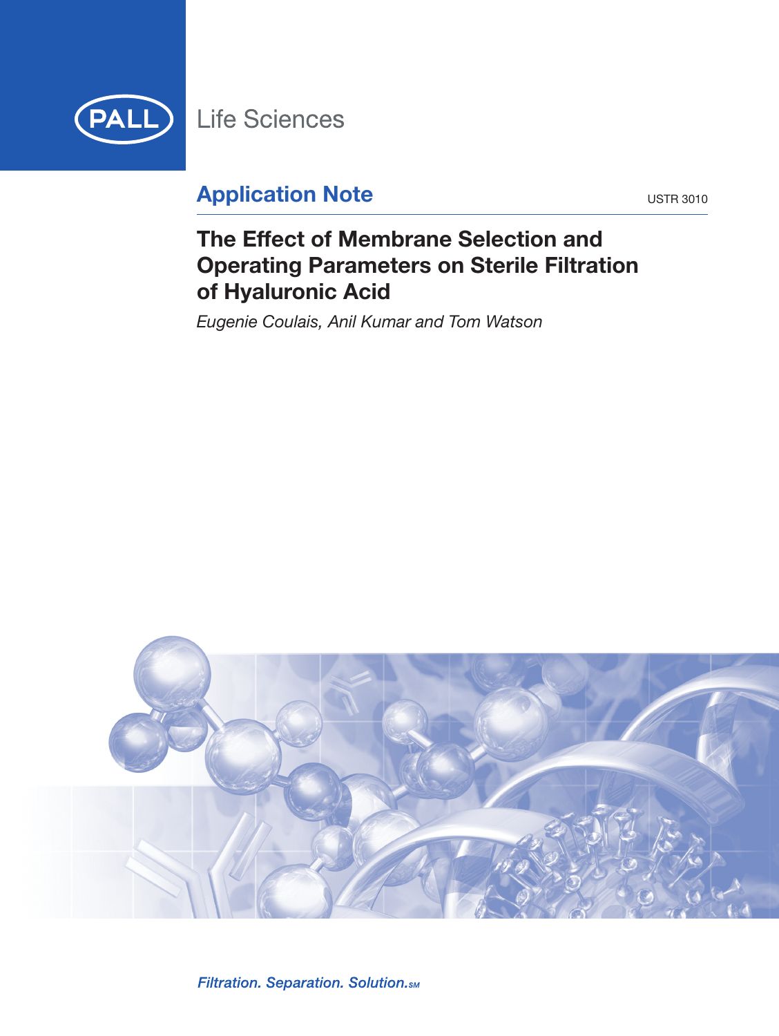PALL Life Sciences

## Application Note

USTR 3010

# The Effect of Membrane Selection and Operating Parameters on Sterile Filtration of Hyaluronic Acid

*Eugenie Coulais, Anil Kumar and Tom Watson*

*Filtration. Separation. Solution.SM*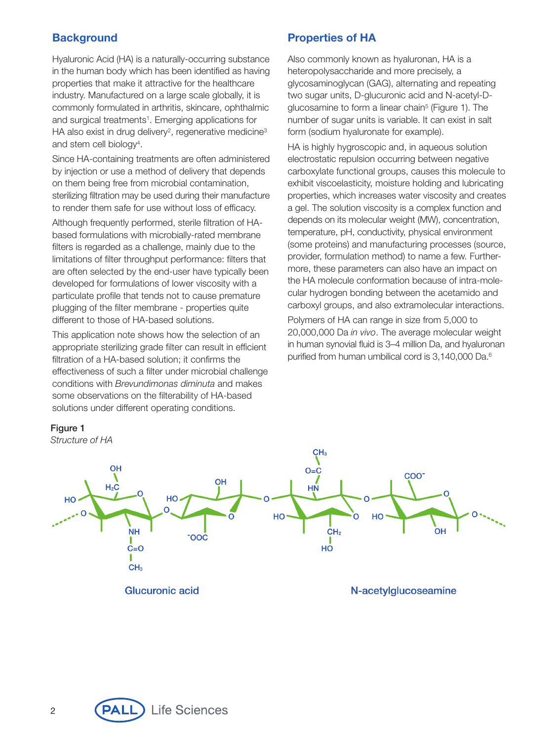## Background

Hyaluronic Acid (HA) is a naturally-occurring substance in the human body which has been identified as having properties that make it attractive for the healthcare industry. Manufactured on a large scale globally, it is commonly formulated in arthritis, skincare, ophthalmic and surgical treatments[1]. Emerging applications for HA also exist in drug delivery[2], regenerative medicine[3] and stem cell biology[4].

Since HA-containing treatments are often administered by injection or use a method of delivery that depends on them being free from microbial contamination, sterilizing filtration may be used during their manufacture to render them safe for use without loss of efficacy.

Although frequently performed, sterile filtration of HA-based formulations with microbially-rated membrane filters is regarded as a challenge, mainly due to the limitations of filter throughput performance: filters that are often selected by the end-user have typically been developed for formulations of lower viscosity with a particulate profile that tends not to cause premature plugging of the filter membrane - properties quite different to those of HA-based solutions.

This application note shows how the selection of an appropriate sterilizing grade filter can result in efficient filtration of a HA-based solution; it confirms the effectiveness of such a filter under microbial challenge conditions with *Brevundimonas diminuta* and makes some observations on the filterability of HA-based solutions under different operating conditions.

## Properties of HA

Also commonly known as hyaluronan, HA is a heteropolysaccharide and more precisely, a glycosaminoglycan (GAG), alternating and repeating two sugar units, D-glucuronic acid and N-acetyl-D-glucosamine to form a linear chain[5] (Figure 1). The number of sugar units is variable. It can exist in salt form (sodium hyaluronate for example).

HA is highly hygroscopic and, in aqueous solution electrostatic repulsion occurring between negative carboxylate functional groups, causes this molecule to exhibit viscoelasticity, moisture holding and lubricating properties, which increases water viscosity and creates a gel. The solution viscosity is a complex function and depends on its molecular weight (MW), concentration, temperature, pH, conductivity, physical environment (some proteins) and manufacturing processes (source, provider, formulation method) to name a few. Furthermore, these parameters can also have an impact on the HA molecule conformation because of intra-molecular hydrogen bonding between the acetamido and carboxyl groups, and also extramolecular interactions.

Polymers of HA can range in size from 5,000 to 20,000,000 Da *in vivo*. The average molecular weight in human synovial fluid is 3–4 million Da, and hyaluronan purified from human umbilical cord is 3,140,000 Da.[6]

**Figure 1**
*Structure of HA*

Glucuronic acid    N-acetylglucoseamine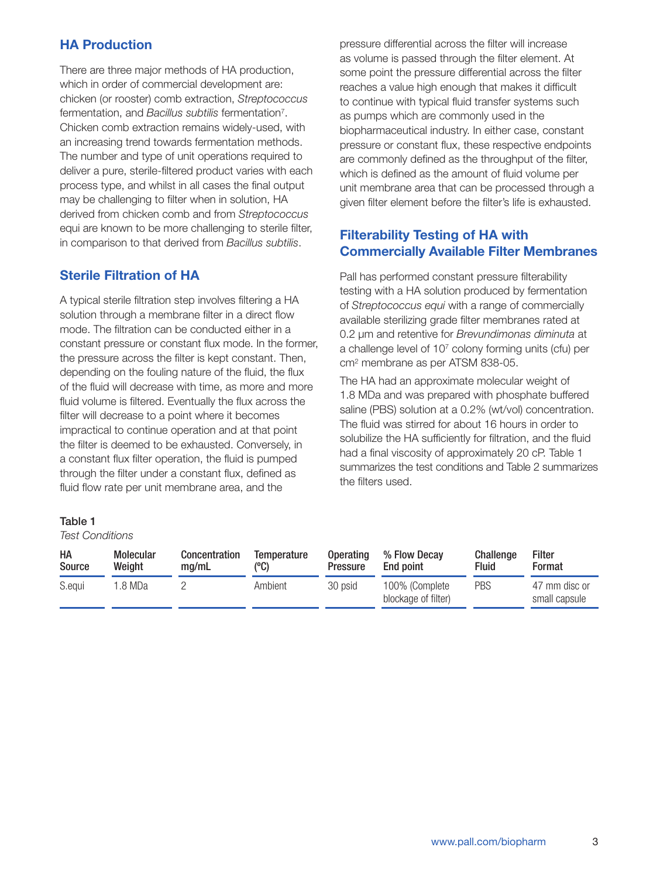## HA Production

There are three major methods of HA production, which in order of commercial development are: chicken (or rooster) comb extraction, *Streptococcus* fermentation, and *Bacillus subtilis* fermentation[7]. Chicken comb extraction remains widely-used, with an increasing trend towards fermentation methods. The number and type of unit operations required to deliver a pure, sterile-filtered product varies with each process type, and whilst in all cases the final output may be challenging to filter when in solution, HA derived from chicken comb and from *Streptococcus* equi are known to be more challenging to sterile filter, in comparison to that derived from *Bacillus subtilis*.

## Sterile Filtration of HA

A typical sterile filtration step involves filtering a HA solution through a membrane filter in a direct flow mode. The filtration can be conducted either in a constant pressure or constant flux mode. In the former, the pressure across the filter is kept constant. Then, depending on the fouling nature of the fluid, the flux of the fluid will decrease with time, as more and more fluid volume is filtered. Eventually the flux across the filter will decrease to a point where it becomes impractical to continue operation and at that point the filter is deemed to be exhausted. Conversely, in a constant flux filter operation, the fluid is pumped through the filter under a constant flux, defined as fluid flow rate per unit membrane area, and the pressure differential across the filter will increase as volume is passed through the filter element. At some point the pressure differential across the filter reaches a value high enough that makes it difficult to continue with typical fluid transfer systems such as pumps which are commonly used in the biopharmaceutical industry. In either case, constant pressure or constant flux, these respective endpoints are commonly defined as the throughput of the filter, which is defined as the amount of fluid volume per unit membrane area that can be processed through a given filter element before the filter's life is exhausted.

## Filterability Testing of HA with Commercially Available Filter Membranes

Pall has performed constant pressure filterability testing with a HA solution produced by fermentation of *Streptococcus equi* with a range of commercially available sterilizing grade filter membranes rated at 0.2 µm and retentive for *Brevundimonas diminuta* at a challenge level of $10^7$ colony forming units (cfu) per $cm^2$ membrane as per ATSM 838-05.

The HA had an approximate molecular weight of 1.8 MDa and was prepared with phosphate buffered saline (PBS) solution at a 0.2% (wt/vol) concentration. The fluid was stirred for about 16 hours in order to solubilize the HA sufficiently for filtration, and the fluid had a final viscosity of approximately 20 cP. Table 1 summarizes the test conditions and Table 2 summarizes the filters used.

**Table 1**

*Test Conditions*

| HA Source | Molecular Weight | Concentration mg/mL | Temperature (°C) | Operating Pressure | % Flow Decay End point | Challenge Fluid | Filter Format |
|---|---|---|---|---|---|---|---|
| S.equi | 1.8 MDa | 2 | Ambient | 30 psid | 100% (Complete blockage of filter) | PBS | 47 mm disc or small capsule |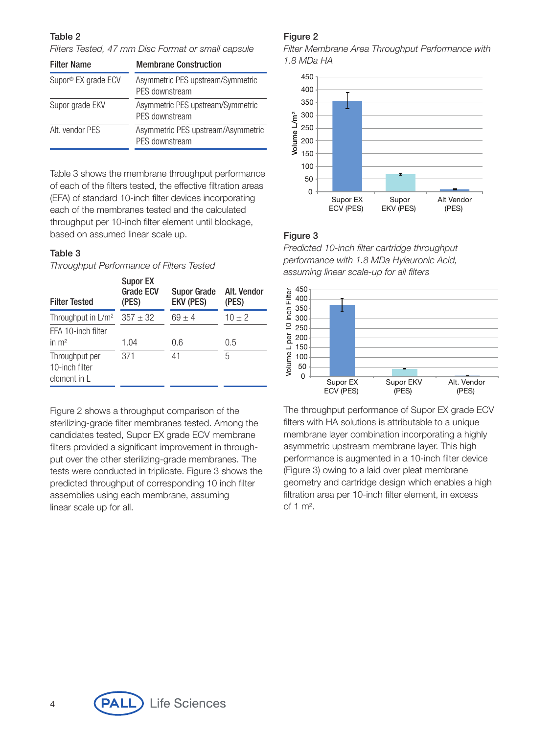### Table 2

*Filters Tested, 47 mm Disc Format or small capsule*

| Filter Name | Membrane Construction |
|---|---|
| Supor® EX grade ECV | Asymmetric PES upstream/Symmetric PES downstream |
| Supor grade EKV | Asymmetric PES upstream/Symmetric PES downstream |
| Alt. vendor PES | Asymmetric PES upstream/Asymmetric PES downstream |

Table 3 shows the membrane throughput performance of each of the filters tested, the effective filtration areas (EFA) of standard 10-inch filter devices incorporating each of the membranes tested and the calculated throughput per 10-inch filter element until blockage, based on assumed linear scale up.

### Table 3

*Throughput Performance of Filters Tested*

| Filter Tested | Supor EX Grade ECV (PES) | Supor Grade EKV (PES) | Alt. Vendor (PES) |
|---|---|---|---|
| Throughput in L/m² | 357 ± 32 | 69 ± 4 | 10 ± 2 |
| EFA 10-inch filter in m² | 1.04 | 0.6 | 0.5 |
| Throughput per 10-inch filter element in L | 371 | 41 | 5 |

Figure 2 shows a throughput comparison of the sterilizing-grade filter membranes tested. Among the candidates tested, Supor EX grade ECV membrane filters provided a significant improvement in throughput over the other sterilizing-grade membranes. The tests were conducted in triplicate. Figure 3 shows the predicted throughput of corresponding 10 inch filter assemblies using each membrane, assuming linear scale up for all.

### Figure 2

*Filter Membrane Area Throughput Performance with 1.8 MDa HA*

### Figure 3

*Predicted 10-inch filter cartridge throughput performance with 1.8 MDa Hylauronic Acid, assuming linear scale-up for all filters*

The throughput performance of Supor EX grade ECV filters with HA solutions is attributable to a unique membrane layer combination incorporating a highly asymmetric upstream membrane layer. This high performance is augmented in a 10-inch filter device (Figure 3) owing to a laid over pleat membrane geometry and cartridge design which enables a high filtration area per 10-inch filter element, in excess of 1 m².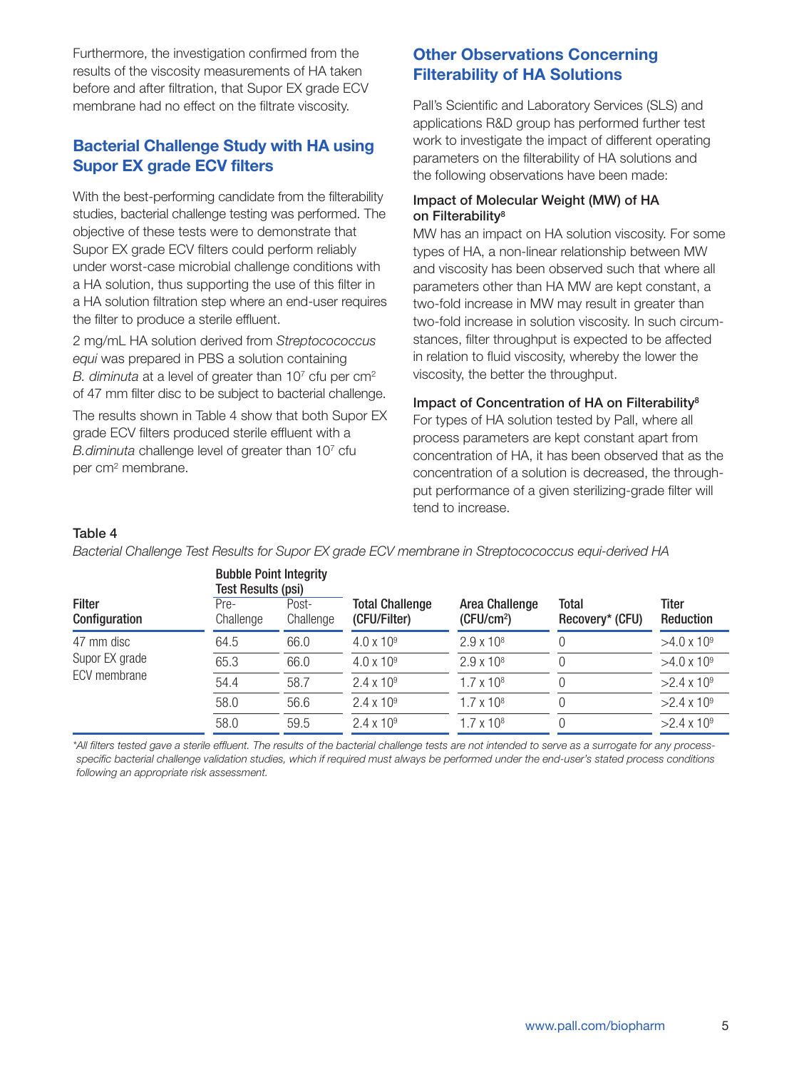Furthermore, the investigation confirmed from the results of the viscosity measurements of HA taken before and after filtration, that Supor EX grade ECV membrane had no effect on the filtrate viscosity.

## Bacterial Challenge Study with HA using Supor EX grade ECV filters

With the best-performing candidate from the filterability studies, bacterial challenge testing was performed. The objective of these tests were to demonstrate that Supor EX grade ECV filters could perform reliably under worst-case microbial challenge conditions with a HA solution, thus supporting the use of this filter in a HA solution filtration step where an end-user requires the filter to produce a sterile effluent.

2 mg/mL HA solution derived from *Streptocococcus equi* was prepared in PBS a solution containing *B. diminuta* at a level of greater than $10^7$ cfu per $cm^2$ of 47 mm filter disc to be subject to bacterial challenge.

The results shown in Table 4 show that both Supor EX grade ECV filters produced sterile effluent with a *B.diminuta* challenge level of greater than $10^7$ cfu per $cm^2$ membrane.

## Other Observations Concerning Filterability of HA Solutions

Pall's Scientific and Laboratory Services (SLS) and applications R&D group has performed further test work to investigate the impact of different operating parameters on the filterability of HA solutions and the following observations have been made:

### Impact of Molecular Weight (MW) of HA on Filterability[8]

MW has an impact on HA solution viscosity. For some types of HA, a non-linear relationship between MW and viscosity has been observed such that where all parameters other than HA MW are kept constant, a two-fold increase in MW may result in greater than two-fold increase in solution viscosity. In such circumstances, filter throughput is expected to be affected in relation to fluid viscosity, whereby the lower the viscosity, the better the throughput.

### Impact of Concentration of HA on Filterability[8]

For types of HA solution tested by Pall, where all process parameters are kept constant apart from concentration of HA, it has been observed that as the concentration of a solution is decreased, the throughput performance of a given sterilizing-grade filter will tend to increase.

**Table 4**

*Bacterial Challenge Test Results for Supor EX grade ECV membrane in Streptocococcus equi-derived HA*

| Filter Configuration | Bubble Point Integrity Test Results (psi) | | Total Challenge (CFU/Filter) | Area Challenge (CFU/cm²) | Total Recovery* (CFU) | Titer Reduction |
|---|---|---|---|---|---|---|
| | Pre-Challenge | Post-Challenge | | | | |
| 47 mm disc Supor EX grade ECV membrane | 64.5 | 66.0 | $4.0 \times 10^9$ | $2.9 \times 10^8$ | 0 | $>4.0 \times 10^9$ |
| | 65.3 | 66.0 | $4.0 \times 10^9$ | $2.9 \times 10^8$ | 0 | $>4.0 \times 10^9$ |
| | 54.4 | 58.7 | $2.4 \times 10^9$ | $1.7 \times 10^8$ | 0 | $>2.4 \times 10^9$ |
| | 58.0 | 56.6 | $2.4 \times 10^9$ | $1.7 \times 10^8$ | 0 | $>2.4 \times 10^9$ |
| | 58.0 | 59.5 | $2.4 \times 10^9$ | $1.7 \times 10^8$ | 0 | $>2.4 \times 10^9$ |

*\*All filters tested gave a sterile effluent. The results of the bacterial challenge tests are not intended to serve as a surrogate for any process-specific bacterial challenge validation studies, which if required must always be performed under the end-user's stated process conditions following an appropriate risk assessment.*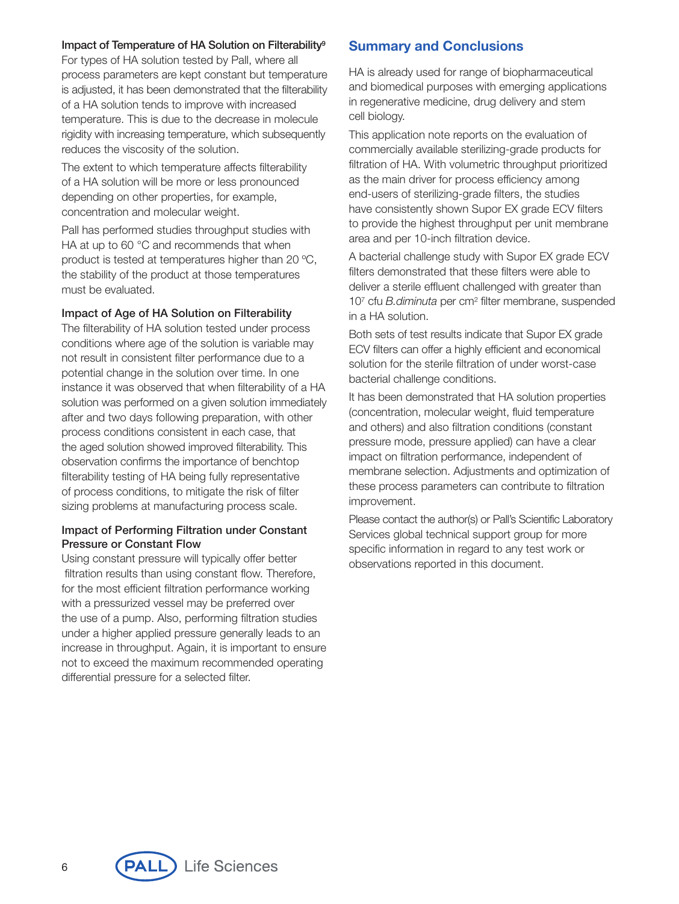### Impact of Temperature of HA Solution on Filterability[9]

For types of HA solution tested by Pall, where all process parameters are kept constant but temperature is adjusted, it has been demonstrated that the filterability of a HA solution tends to improve with increased temperature. This is due to the decrease in molecule rigidity with increasing temperature, which subsequently reduces the viscosity of the solution.

The extent to which temperature affects filterability of a HA solution will be more or less pronounced depending on other properties, for example, concentration and molecular weight.

Pall has performed studies throughput studies with HA at up to 60 °C and recommends that when product is tested at temperatures higher than 20 ºC, the stability of the product at those temperatures must be evaluated.

### Impact of Age of HA Solution on Filterability

The filterability of HA solution tested under process conditions where age of the solution is variable may not result in consistent filter performance due to a potential change in the solution over time. In one instance it was observed that when filterability of a HA solution was performed on a given solution immediately after and two days following preparation, with other process conditions consistent in each case, that the aged solution showed improved filterability. This observation confirms the importance of benchtop filterability testing of HA being fully representative of process conditions, to mitigate the risk of filter sizing problems at manufacturing process scale.

### Impact of Performing Filtration under Constant Pressure or Constant Flow

Using constant pressure will typically offer better filtration results than using constant flow. Therefore, for the most efficient filtration performance working with a pressurized vessel may be preferred over the use of a pump. Also, performing filtration studies under a higher applied pressure generally leads to an increase in throughput. Again, it is important to ensure not to exceed the maximum recommended operating differential pressure for a selected filter.

## Summary and Conclusions

HA is already used for range of biopharmaceutical and biomedical purposes with emerging applications in regenerative medicine, drug delivery and stem cell biology.

This application note reports on the evaluation of commercially available sterilizing-grade products for filtration of HA. With volumetric throughput prioritized as the main driver for process efficiency among end-users of sterilizing-grade filters, the studies have consistently shown Supor EX grade ECV filters to provide the highest throughput per unit membrane area and per 10-inch filtration device.

A bacterial challenge study with Supor EX grade ECV filters demonstrated that these filters were able to deliver a sterile effluent challenged with greater than $10^7$ cfu *B.diminuta* per $cm^2$ filter membrane, suspended in a HA solution.

Both sets of test results indicate that Supor EX grade ECV filters can offer a highly efficient and economical solution for the sterile filtration of under worst-case bacterial challenge conditions.

It has been demonstrated that HA solution properties (concentration, molecular weight, fluid temperature and others) and also filtration conditions (constant pressure mode, pressure applied) can have a clear impact on filtration performance, independent of membrane selection. Adjustments and optimization of these process parameters can contribute to filtration improvement.

Please contact the author(s) or Pall's Scientific Laboratory Services global technical support group for more specific information in regard to any test work or observations reported in this document.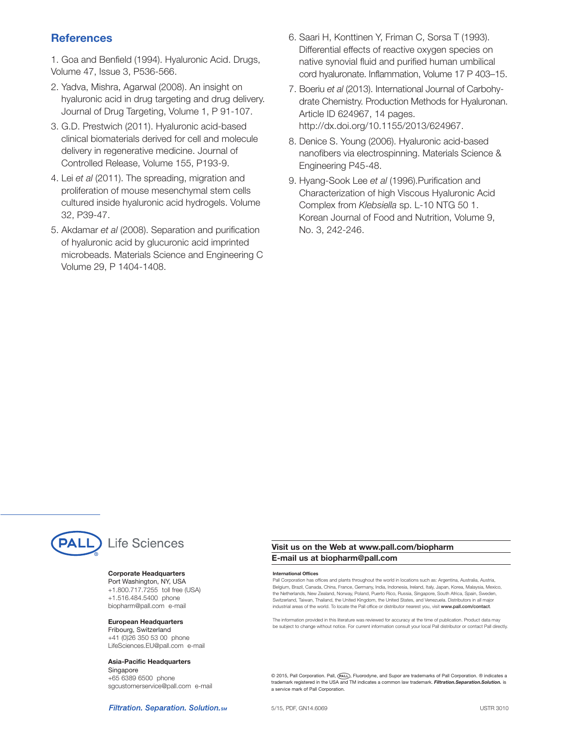## References

1. Goa and Benfield (1994). Hyaluronic Acid. Drugs, Volume 47, Issue 3, P536-566.
2. Yadva, Mishra, Agarwal (2008). An insight on hyaluronic acid in drug targeting and drug delivery. Journal of Drug Targeting, Volume 1, P 91-107.
3. G.D. Prestwich (2011). Hyaluronic acid-based clinical biomaterials derived for cell and molecule delivery in regenerative medicine. Journal of Controlled Release, Volume 155, P193-9.
4. Lei *et al* (2011). The spreading, migration and proliferation of mouse mesenchymal stem cells cultured inside hyaluronic acid hydrogels. Volume 32, P39-47.
5. Akdamar *et al* (2008). Separation and purification of hyaluronic acid by glucuronic acid imprinted microbeads. Materials Science and Engineering C Volume 29, P 1404-1408.
6. Saari H, Konttinen Y, Friman C, Sorsa T (1993). Differential effects of reactive oxygen species on native synovial fluid and purified human umbilical cord hyaluronate. Inflammation, Volume 17 P 403–15.
7. Boeriu *et al* (2013). International Journal of Carbohydrate Chemistry. Production Methods for Hyaluronan. Article ID 624967, 14 pages. http://dx.doi.org/10.1155/2013/624967.
8. Denice S. Young (2006). Hyaluronic acid-based nanofibers via electrospinning. Materials Science & Engineering P45-48.
9. Hyang-Sook Lee *et al* (1996).Purification and Characterization of high Viscous Hyaluronic Acid Complex from *Klebsiella* sp. L-10 NTG 50 1. Korean Journal of Food and Nutrition, Volume 9, No. 3, 242-246.

PALL Life Sciences

**Corporate Headquarters**
Port Washington, NY, USA
+1.800.717.7255 toll free (USA)
+1.516.484.5400 phone
biopharm@pall.com e-mail

**European Headquarters**
Fribourg, Switzerland
+41 (0)26 350 53 00 phone
LifeSciences.EU@pall.com e-mail

**Asia-Pacific Headquarters**
Singapore
+65 6389 6500 phone
sgcustomerservice@pall.com e-mail

***Filtration. Separation. Solution.*** SM

**Visit us on the Web at www.pall.com/biopharm**
**E-mail us at biopharm@pall.com**

**International Offices**
Pall Corporation has offices and plants throughout the world in locations such as: Argentina, Australia, Austria, Belgium, Brazil, Canada, China, France, Germany, India, Indonesia, Ireland, Italy, Japan, Korea, Malaysia, Mexico, the Netherlands, New Zealand, Norway, Poland, Puerto Rico, Russia, Singapore, South Africa, Spain, Sweden, Switzerland, Taiwan, Thailand, the United Kingdom, the United States, and Venezuela. Distributors in all major industrial areas of the world. To locate the Pall office or distributor nearest you, visit **www.pall.com/contact**.

The information provided in this literature was reviewed for accuracy at the time of publication. Product data may be subject to change without notice. For current information consult your local Pall distributor or contact Pall directly.

© 2015, Pall Corporation. Pall, (PALL), Fluorodyne, and Supor are trademarks of Pall Corporation. ® indicates a trademark registered in the USA and TM indicates a common law trademark. ***Filtration.Separation.Solution.*** is a service mark of Pall Corporation.

5/15, PDF, GN14.6069 USTR 3010